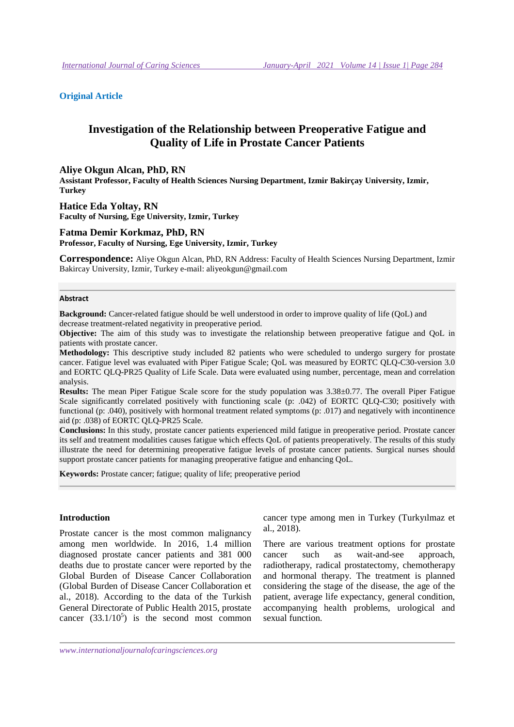**Original Article**

# Investigation of the Relationship between Preoperative Fatigue and Quality of Life in Prostate Cancer Patients

**Aliye Okgun Alcan, PhD, RN**
**Assistant Professor, Faculty of Health Sciences Nursing Department, Izmir Bakirçay University, Izmir, Turkey**

**Hatice Eda Yoltay, RN**
**Faculty of Nursing, Ege University, Izmir, Turkey**

**Fatma Demir Korkmaz, PhD, RN**
**Professor, Faculty of Nursing, Ege University, Izmir, Turkey**

**Correspondence:** Aliye Okgun Alcan, PhD, RN Address: Faculty of Health Sciences Nursing Department, Izmir Bakircay University, Izmir, Turkey e-mail: aliyeokgun@gmail.com

## Abstract

**Background:** Cancer-related fatigue should be well understood in order to improve quality of life (QoL) and decrease treatment-related negativity in preoperative period.

**Objective:** The aim of this study was to investigate the relationship between preoperative fatigue and QoL in patients with prostate cancer.

**Methodology:** This descriptive study included 82 patients who were scheduled to undergo surgery for prostate cancer. Fatigue level was evaluated with Piper Fatigue Scale; QoL was measured by EORTC QLQ-C30-version 3.0 and EORTC QLQ-PR25 Quality of Life Scale. Data were evaluated using number, percentage, mean and correlation analysis.

**Results:** The mean Piper Fatigue Scale score for the study population was 3.38±0.77. The overall Piper Fatigue Scale significantly correlated positively with functioning scale (p: .042) of EORTC QLQ-C30; positively with functional (p: .040), positively with hormonal treatment related symptoms (p: .017) and negatively with incontinence aid (p: .038) of EORTC QLQ-PR25 Scale.

**Conclusions:** In this study, prostate cancer patients experienced mild fatigue in preoperative period. Prostate cancer its self and treatment modalities causes fatigue which effects QoL of patients preoperatively. The results of this study illustrate the need for determining preoperative fatigue levels of prostate cancer patients. Surgical nurses should support prostate cancer patients for managing preoperative fatigue and enhancing QoL.

**Keywords:** Prostate cancer; fatigue; quality of life; preoperative period

## Introduction

Prostate cancer is the most common malignancy among men worldwide. In 2016, 1.4 million diagnosed prostate cancer patients and 381 000 deaths due to prostate cancer were reported by the Global Burden of Disease Cancer Collaboration (Global Burden of Disease Cancer Collaboration et al., 2018). According to the data of the Turkish General Directorate of Public Health 2015, prostate cancer ($33.1/10^5$) is the second most common cancer type among men in Turkey (Turkyılmaz et al., 2018).

There are various treatment options for prostate cancer such as wait-and-see approach, radiotherapy, radical prostatectomy, chemotherapy and hormonal therapy. The treatment is planned considering the stage of the disease, the age of the patient, average life expectancy, general condition, accompanying health problems, urological and sexual function.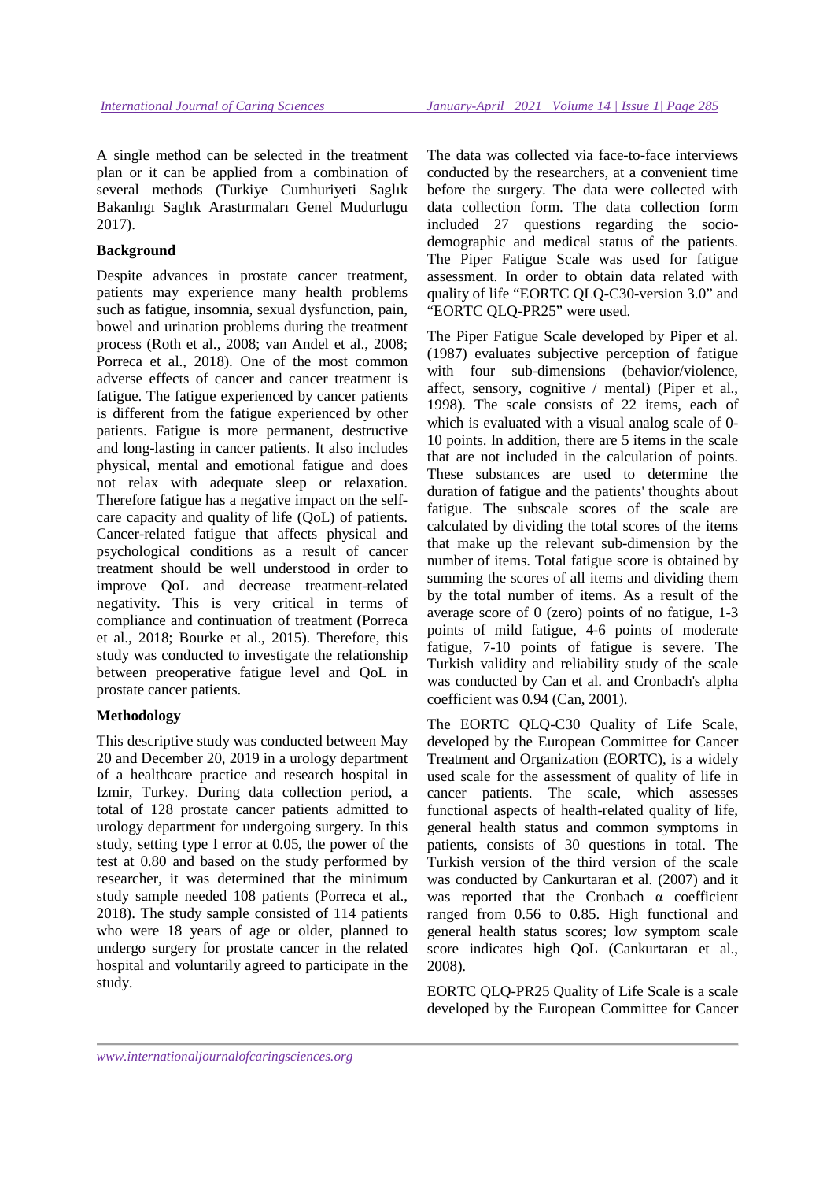A single method can be selected in the treatment plan or it can be applied from a combination of several methods (Turkiye Cumhuriyeti Saglık Bakanlıgı Saglık Arastırmaları Genel Mudurlugu 2017).

**Background**

Despite advances in prostate cancer treatment, patients may experience many health problems such as fatigue, insomnia, sexual dysfunction, pain, bowel and urination problems during the treatment process (Roth et al., 2008; van Andel et al., 2008; Porreca et al., 2018). One of the most common adverse effects of cancer and cancer treatment is fatigue. The fatigue experienced by cancer patients is different from the fatigue experienced by other patients. Fatigue is more permanent, destructive and long-lasting in cancer patients. It also includes physical, mental and emotional fatigue and does not relax with adequate sleep or relaxation. Therefore fatigue has a negative impact on the self-care capacity and quality of life (QoL) of patients. Cancer-related fatigue that affects physical and psychological conditions as a result of cancer treatment should be well understood in order to improve QoL and decrease treatment-related negativity. This is very critical in terms of compliance and continuation of treatment (Porreca et al., 2018; Bourke et al., 2015). Therefore, this study was conducted to investigate the relationship between preoperative fatigue level and QoL in prostate cancer patients.

**Methodology**

This descriptive study was conducted between May 20 and December 20, 2019 in a urology department of a healthcare practice and research hospital in Izmir, Turkey. During data collection period, a total of 128 prostate cancer patients admitted to urology department for undergoing surgery. In this study, setting type I error at 0.05, the power of the test at 0.80 and based on the study performed by researcher, it was determined that the minimum study sample needed 108 patients (Porreca et al., 2018). The study sample consisted of 114 patients who were 18 years of age or older, planned to undergo surgery for prostate cancer in the related hospital and voluntarily agreed to participate in the study.

The data was collected via face-to-face interviews conducted by the researchers, at a convenient time before the surgery. The data were collected with data collection form. The data collection form included 27 questions regarding the socio-demographic and medical status of the patients. The Piper Fatigue Scale was used for fatigue assessment. In order to obtain data related with quality of life "EORTC QLQ-C30-version 3.0" and "EORTC QLQ-PR25" were used.

The Piper Fatigue Scale developed by Piper et al. (1987) evaluates subjective perception of fatigue with four sub-dimensions (behavior/violence, affect, sensory, cognitive / mental) (Piper et al., 1998). The scale consists of 22 items, each of which is evaluated with a visual analog scale of 0-10 points. In addition, there are 5 items in the scale that are not included in the calculation of points. These substances are used to determine the duration of fatigue and the patients' thoughts about fatigue. The subscale scores of the scale are calculated by dividing the total scores of the items that make up the relevant sub-dimension by the number of items. Total fatigue score is obtained by summing the scores of all items and dividing them by the total number of items. As a result of the average score of 0 (zero) points of no fatigue, 1-3 points of mild fatigue, 4-6 points of moderate fatigue, 7-10 points of fatigue is severe. The Turkish validity and reliability study of the scale was conducted by Can et al. and Cronbach's alpha coefficient was 0.94 (Can, 2001).

The EORTC QLQ-C30 Quality of Life Scale, developed by the European Committee for Cancer Treatment and Organization (EORTC), is a widely used scale for the assessment of quality of life in cancer patients. The scale, which assesses functional aspects of health-related quality of life, general health status and common symptoms in patients, consists of 30 questions in total. The Turkish version of the third version of the scale was conducted by Cankurtaran et al. (2007) and it was reported that the Cronbach α coefficient ranged from 0.56 to 0.85. High functional and general health status scores; low symptom scale score indicates high QoL (Cankurtaran et al., 2008).

EORTC QLQ-PR25 Quality of Life Scale is a scale developed by the European Committee for Cancer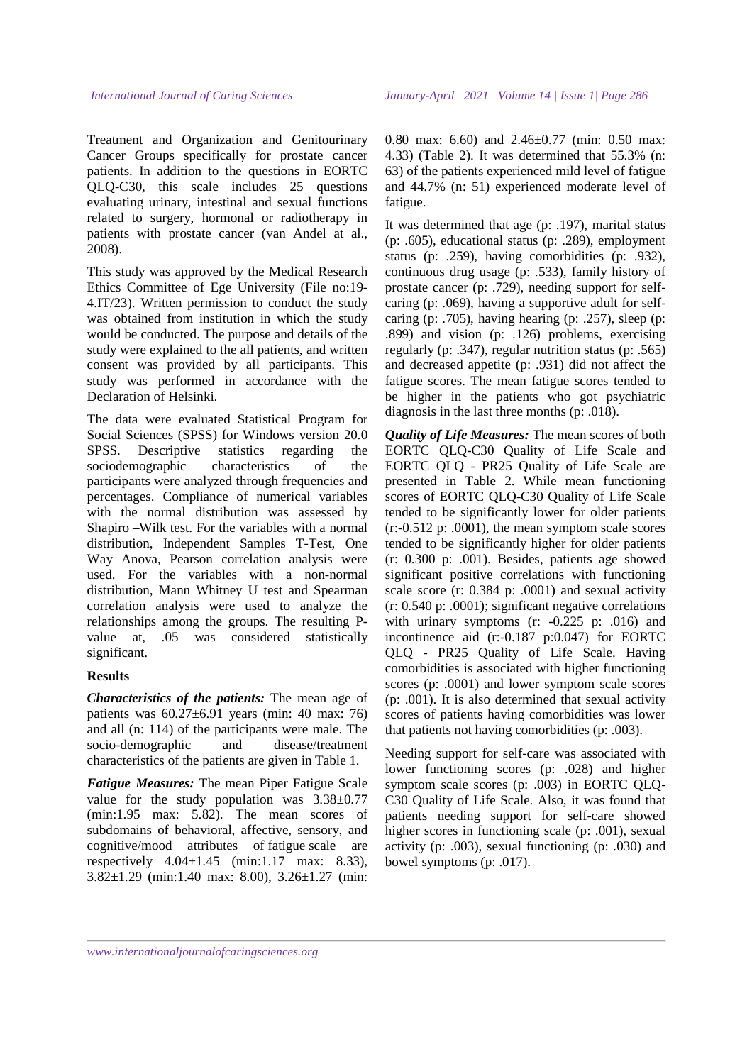Treatment and Organization and Genitourinary Cancer Groups specifically for prostate cancer patients. In addition to the questions in EORTC QLQ-C30, this scale includes 25 questions evaluating urinary, intestinal and sexual functions related to surgery, hormonal or radiotherapy in patients with prostate cancer (van Andel at al., 2008).

This study was approved by the Medical Research Ethics Committee of Ege University (File no:19-4.IT/23). Written permission to conduct the study was obtained from institution in which the study would be conducted. The purpose and details of the study were explained to the all patients, and written consent was provided by all participants. This study was performed in accordance with the Declaration of Helsinki.

The data were evaluated Statistical Program for Social Sciences (SPSS) for Windows version 20.0 SPSS. Descriptive statistics regarding the sociodemographic characteristics of the participants were analyzed through frequencies and percentages. Compliance of numerical variables with the normal distribution was assessed by Shapiro –Wilk test. For the variables with a normal distribution, Independent Samples T-Test, One Way Anova, Pearson correlation analysis were used. For the variables with a non-normal distribution, Mann Whitney U test and Spearman correlation analysis were used to analyze the relationships among the groups. The resulting P-value at, .05 was considered statistically significant.

## Results

***Characteristics of the patients:*** The mean age of patients was 60.27±6.91 years (min: 40 max: 76) and all (n: 114) of the participants were male. The socio-demographic and disease/treatment characteristics of the patients are given in Table 1.

***Fatigue Measures:*** The mean Piper Fatigue Scale value for the study population was 3.38±0.77 (min:1.95 max: 5.82). The mean scores of subdomains of behavioral, affective, sensory, and cognitive/mood attributes of fatigue scale are respectively 4.04±1.45 (min:1.17 max: 8.33), 3.82±1.29 (min:1.40 max: 8.00), 3.26±1.27 (min: 0.80 max: 6.60) and 2.46±0.77 (min: 0.50 max: 4.33) (Table 2). It was determined that 55.3% (n: 63) of the patients experienced mild level of fatigue and 44.7% (n: 51) experienced moderate level of fatigue.

It was determined that age (p: .197), marital status (p: .605), educational status (p: .289), employment status (p: .259), having comorbidities (p: .932), continuous drug usage (p: .533), family history of prostate cancer (p: .729), needing support for self-caring (p: .069), having a supportive adult for self-caring (p: .705), having hearing (p: .257), sleep (p: .899) and vision (p: .126) problems, exercising regularly (p: .347), regular nutrition status (p: .565) and decreased appetite (p: .931) did not affect the fatigue scores. The mean fatigue scores tended to be higher in the patients who got psychiatric diagnosis in the last three months (p: .018).

***Quality of Life Measures:*** The mean scores of both EORTC QLQ-C30 Quality of Life Scale and EORTC QLQ - PR25 Quality of Life Scale are presented in Table 2. While mean functioning scores of EORTC QLQ-C30 Quality of Life Scale tended to be significantly lower for older patients (r:-0.512 p: .0001), the mean symptom scale scores tended to be significantly higher for older patients (r: 0.300 p: .001). Besides, patients age showed significant positive correlations with functioning scale score (r: 0.384 p: .0001) and sexual activity (r: 0.540 p: .0001); significant negative correlations with urinary symptoms (r: -0.225 p: .016) and incontinence aid (r:-0.187 p:0.047) for EORTC QLQ - PR25 Quality of Life Scale. Having comorbidities is associated with higher functioning scores (p: .0001) and lower symptom scale scores (p: .001). It is also determined that sexual activity scores of patients having comorbidities was lower that patients not having comorbidities (p: .003).

Needing support for self-care was associated with lower functioning scores (p: .028) and higher symptom scale scores (p: .003) in EORTC QLQ-C30 Quality of Life Scale. Also, it was found that patients needing support for self-care showed higher scores in functioning scale (p: .001), sexual activity (p: .003), sexual functioning (p: .030) and bowel symptoms (p: .017).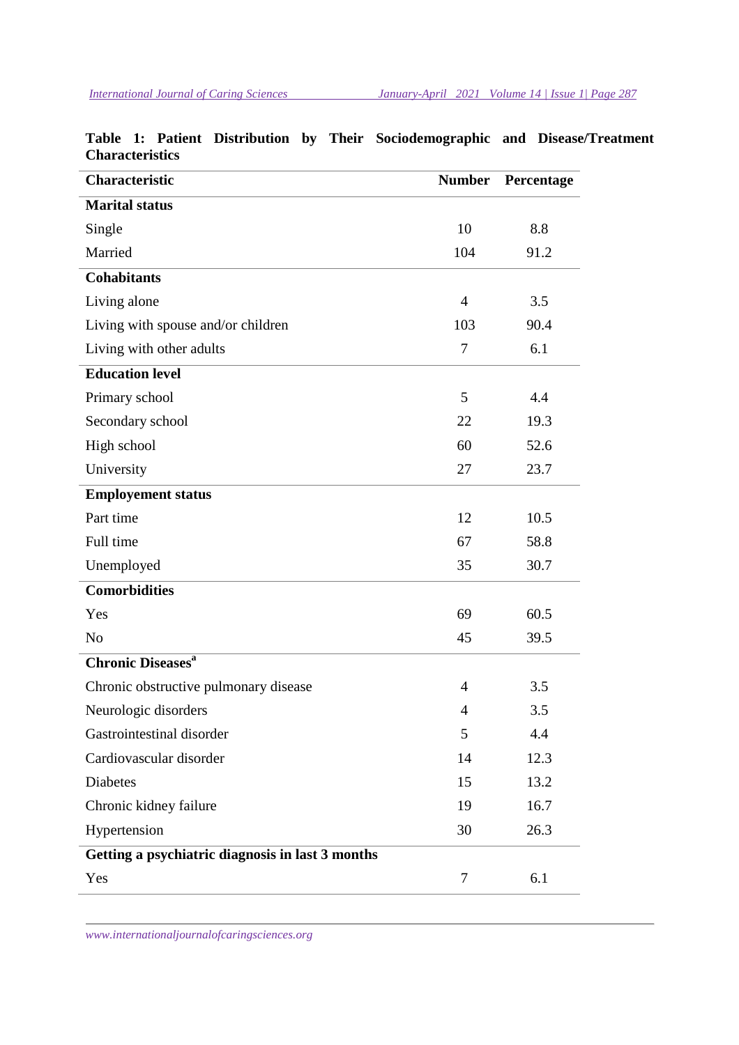**Table 1: Patient Distribution by Their Sociodemographic and Disease/Treatment Characteristics**

| Characteristic | Number | Percentage |
|---|---|---|
| **Marital status** | | |
| Single | 10 | 8.8 |
| Married | 104 | 91.2 |
| **Cohabitants** | | |
| Living alone | 4 | 3.5 |
| Living with spouse and/or children | 103 | 90.4 |
| Living with other adults | 7 | 6.1 |
| **Education level** | | |
| Primary school | 5 | 4.4 |
| Secondary school | 22 | 19.3 |
| High school | 60 | 52.6 |
| University | 27 | 23.7 |
| **Employement status** | | |
| Part time | 12 | 10.5 |
| Full time | 67 | 58.8 |
| Unemployed | 35 | 30.7 |
| **Comorbidities** | | |
| Yes | 69 | 60.5 |
| No | 45 | 39.5 |
| **Chronic Diseases**[a] | | |
| Chronic obstructive pulmonary disease | 4 | 3.5 |
| Neurologic disorders | 4 | 3.5 |
| Gastrointestinal disorder | 5 | 4.4 |
| Cardiovascular disorder | 14 | 12.3 |
| Diabetes | 15 | 13.2 |
| Chronic kidney failure | 19 | 16.7 |
| Hypertension | 30 | 26.3 |
| **Getting a psychiatric diagnosis in last 3 months** | | |
| Yes | 7 | 6.1 |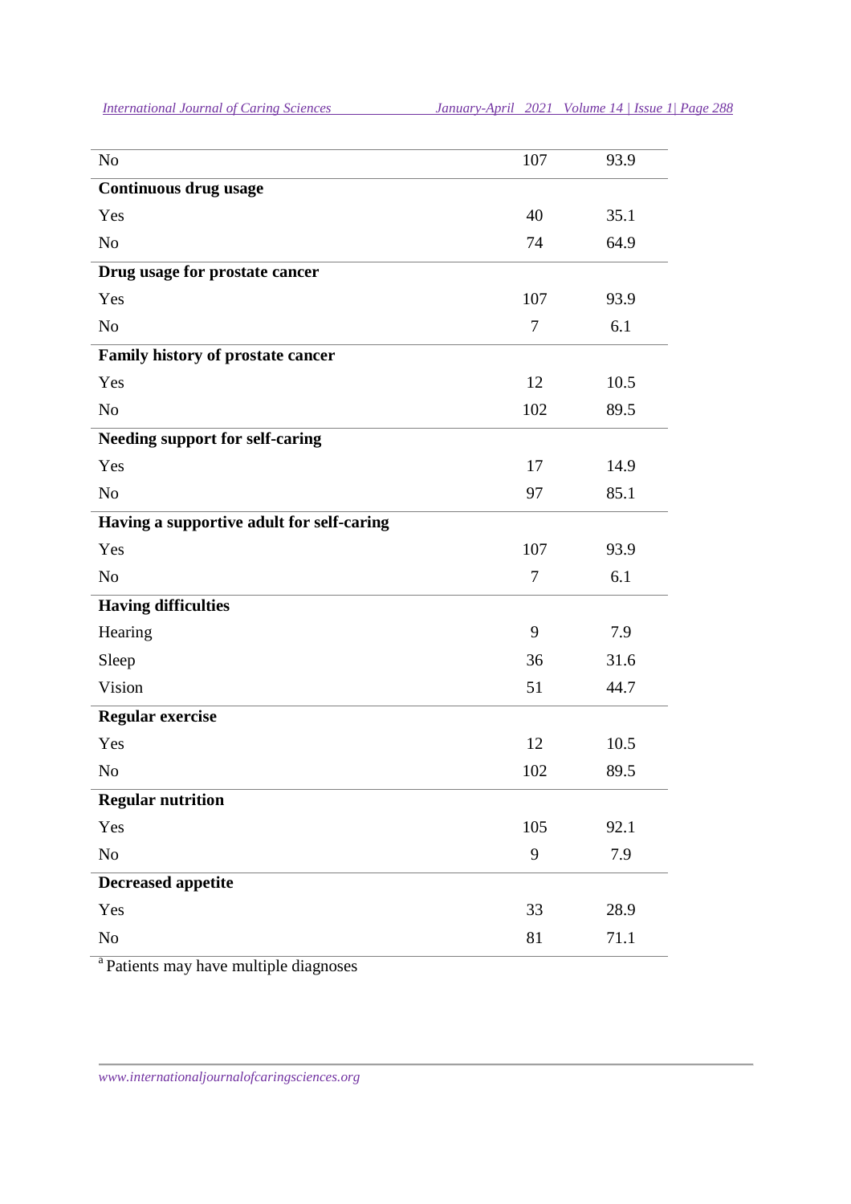| | | |
|---|---|---|
| No | 107 | 93.9 |
| **Continuous drug usage** | | |
| Yes | 40 | 35.1 |
| No | 74 | 64.9 |
| **Drug usage for prostate cancer** | | |
| Yes | 107 | 93.9 |
| No | 7 | 6.1 |
| **Family history of prostate cancer** | | |
| Yes | 12 | 10.5 |
| No | 102 | 89.5 |
| **Needing support for self-caring** | | |
| Yes | 17 | 14.9 |
| No | 97 | 85.1 |
| **Having a supportive adult for self-caring** | | |
| Yes | 107 | 93.9 |
| No | 7 | 6.1 |
| **Having difficulties** | | |
| Hearing | 9 | 7.9 |
| Sleep | 36 | 31.6 |
| Vision | 51 | 44.7 |
| **Regular exercise** | | |
| Yes | 12 | 10.5 |
| No | 102 | 89.5 |
| **Regular nutrition** | | |
| Yes | 105 | 92.1 |
| No | 9 | 7.9 |
| **Decreased appetite** | | |
| Yes | 33 | 28.9 |
| No | 81 | 71.1 |

[a] Patients may have multiple diagnoses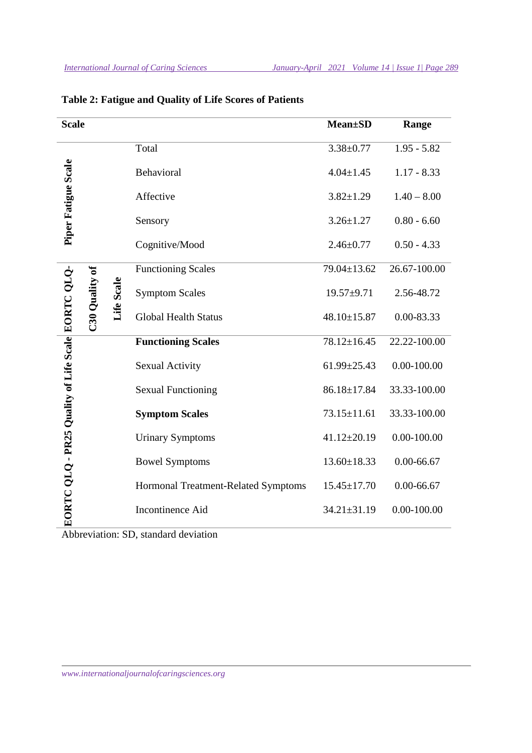**Table 2: Fatigue and Quality of Life Scores of Patients**

| Scale | | Mean±SD | Range |
|---|---|---|---|
| Piper Fatigue Scale | Total | 3.38±0.77 | 1.95 - 5.82 |
| | Behavioral | 4.04±1.45 | 1.17 - 8.33 |
| | Affective | 3.82±1.29 | 1.40 – 8.00 |
| | Sensory | 3.26±1.27 | 0.80 - 6.60 |
| | Cognitive/Mood | 2.46±0.77 | 0.50 - 4.33 |
| EORTC QLQ-C30 Quality of Life Scale | Functioning Scales | 79.04±13.62 | 26.67-100.00 |
| | Symptom Scales | 19.57±9.71 | 2.56-48.72 |
| | Global Health Status | 48.10±15.87 | 0.00-83.33 |
| EORTC QLQ - PR25 Quality of Life Scale | **Functioning Scales** | 78.12±16.45 | 22.22-100.00 |
| | Sexual Activity | 61.99±25.43 | 0.00-100.00 |
| | Sexual Functioning | 86.18±17.84 | 33.33-100.00 |
| | **Symptom Scales** | 73.15±11.61 | 33.33-100.00 |
| | Urinary Symptoms | 41.12±20.19 | 0.00-100.00 |
| | Bowel Symptoms | 13.60±18.33 | 0.00-66.67 |
| | Hormonal Treatment-Related Symptoms | 15.45±17.70 | 0.00-66.67 |
| | Incontinence Aid | 34.21±31.19 | 0.00-100.00 |

Abbreviation: SD, standard deviation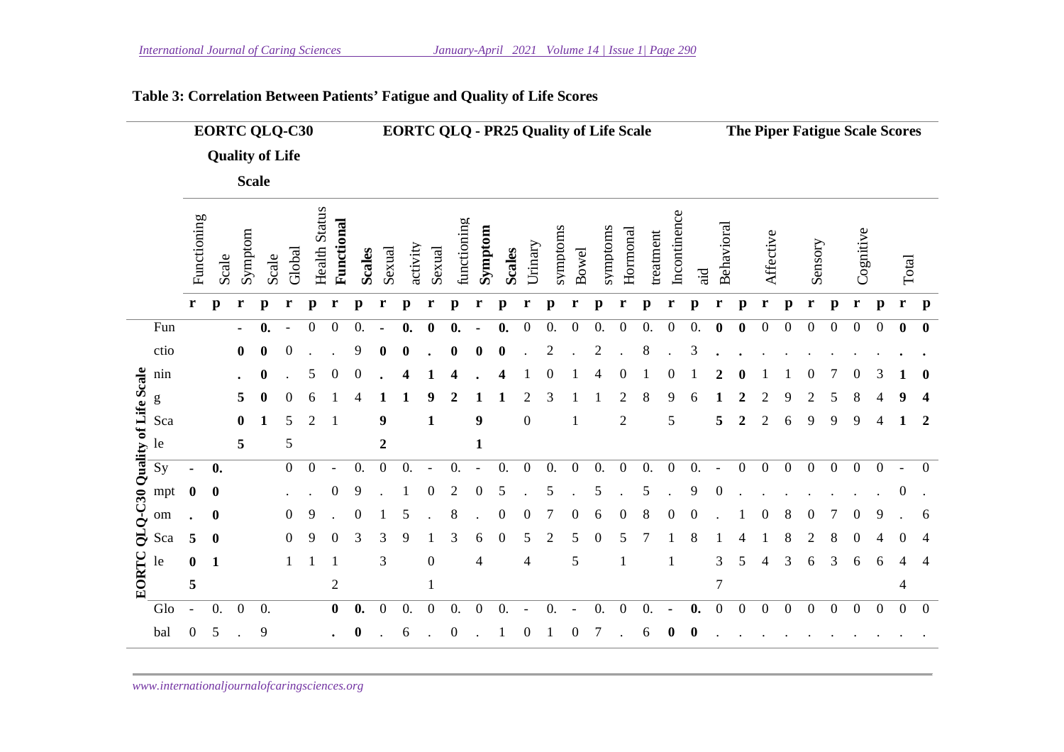**Table 3: Correlation Between Patients' Fatigue and Quality of Life Scores**

| | EORTC QLQ-C30 Quality of Life Scale | | | | | | EORTC QLQ - PR25 Quality of Life Scale | | | | | | | | | | | | | | The Piper Fatigue Scale Scores | | | | | | | | | |
|---|---|---|---|---|---|---|---|---|---|---|---|---|---|---|---|---|---|---|---|---|---|---|---|---|---|---|---|---|---|---|---|---|
| | Functioning Scale | | Symptom Scale | | Global Health Status | | **Functional Scales** | | Sexual activity | | Sexual functioning | | **Symptom Scales** | | Urinary symptoms | | Bowel symptoms | | Hormonal treatment | | Incontinence aid | | Behavioral | | Affective | | Sensory | | Cognitive | | Total | |
| | r | p | r | p | r | p | r | p | r | p | r | p | r | p | r | p | r | p | r | p | r | p | r | p | r | p | r | p | r | p | r | p |
| **EORTC QLQ-C30 Quality of Life Scale** – Functioning Scale | | | **-0.505** | **0.0001** | -0.055 | 0.562 | 0.011 | 0.904 | **-0.192** | **0.041** | **0.191** | **0.042** | **-0.191** | **0.041** | 0.120 | 0.203 | 0.111 | 0.241 | 0.022 | 0.818 | 0.095 | 0.316 | **0.215** | **0.022** | 0.122 | 0.196 | 0.029 | 0.759 | 0.089 | 0.344 | **0.191** | **0.042** |
| Symptom Scale | **-0.505** | **0.0001** | | | 0.001 | 0.991 | -0.012 | 0.903 | 0.133 | 0.159 | -0.101 | 0.283 | -0.64 | 0.500 | 0.054 | 0.572 | 0.055 | 0.560 | 0.051 | 0.587 | 0.011 | 0.908 | -0.137 | 0.145 | 0.014 | 0.883 | 0.026 | 0.783 | 0.006 | 0.946 | -0.044 | 0.644 |
| Global | -0 | 0.5 | 0. | 0.9 | | | **0.** | **0.0** | 0. | 0.6 | 0. | 0.0 | 0. | 0.1 | -0 | 0.1 | -0 | 0.7 | 0. | 0.6 | **-0** | **0.0** | 0. | 0. | 0. | 0. | 0. | 0. | 0. | 0. | 0. | 0. |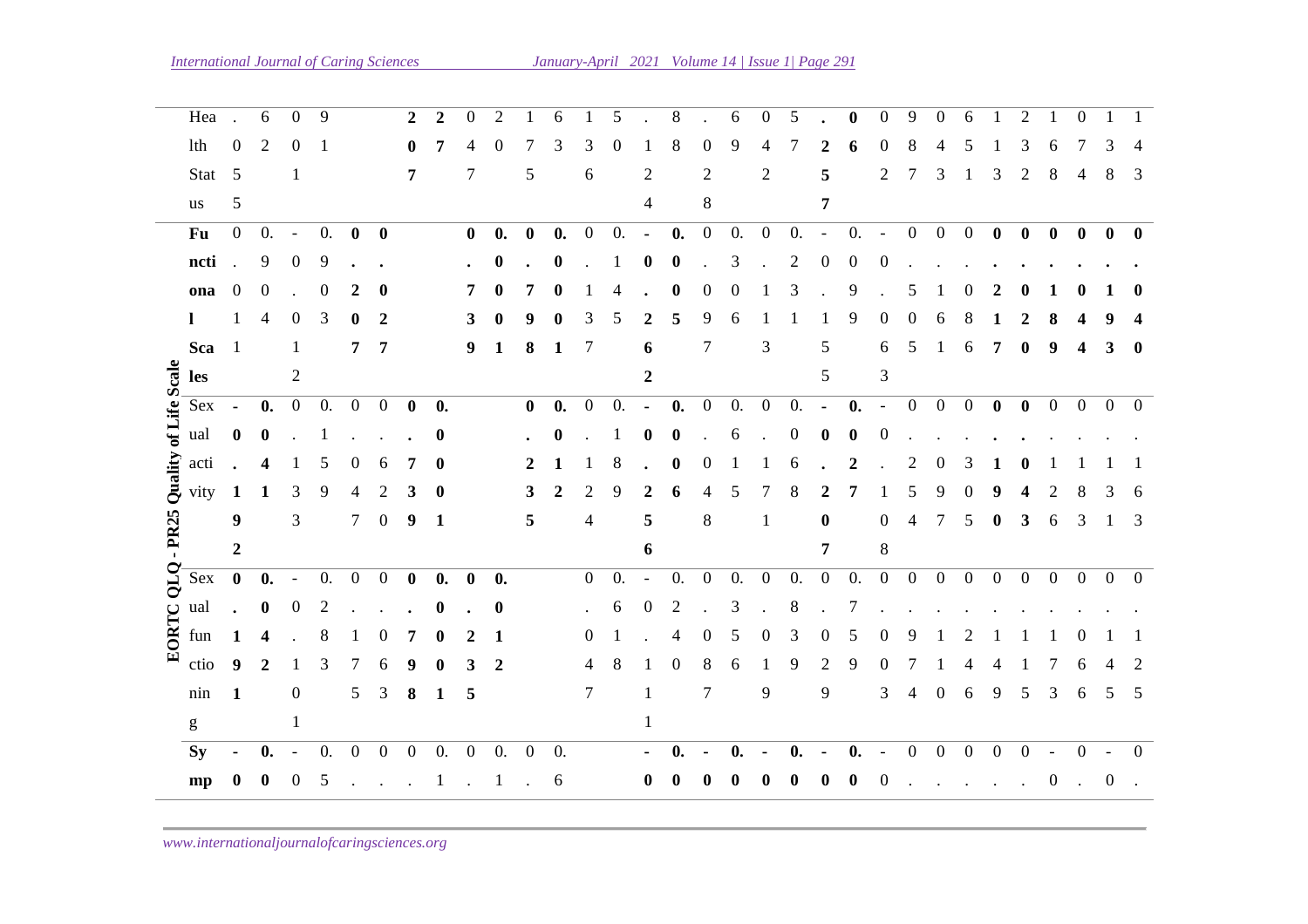| | | | | | | | | | | | | | | | | | | | | | | | | | | | | | | | | |
|---|---|---|---|---|---|---|---|---|---|---|---|---|---|---|---|---|---|---|---|---|---|---|---|---|---|---|---|---|---|---|---|---|
| | Health Status | .055 | 62 | 001 | 91 | | | **207** | **27** | 047 | 20 | 175 | 63 | 136 | 50 | .124 | 88 | .028 | 69 | 042 | 57 | **.257** | **06** | 002 | 987 | 043 | 651 | 113 | 232 | 168 | 074 | 138 | 143 |
| EORTC QLQ - PR25 Quality of Life Scale | **Functional Scales** | 0.011 | 0.904 | -0.012 | 0.903 | **0.207** | **0.027** | | | **0.739** | **0.001** | **0.798** | **0.001** | 0.137 | 0.145 | **-0.262** | **0.005** | 0.097 | 0.306 | 0.113 | 0.231 | -0.155 | 0.099 | -0.063 | 0.550 | 0.161 | 0.086 | **0.217** | **0.020** | **0.189** | **0.044** | **0.193** | **0.040** |
| | Sexual activity | **-0.192** | **0.041** | 0.133 | 0.159 | 0.047 | 0.620 | **0.739** | **0.001** | | | **0.235** | **0.012** | 0.124 | 0.189 | **-0.256** | **0.006** | 0.048 | 0.615 | 0.171 | 0.068 | **-0.207** | **0.027** | -0.108 | 0.254 | 0.097 | 0.305 | **0.190** | **0.043** | 0.126 | 0.183 | 0.131 | 0.163 |
| | Sexual functioning | **0.191** | **0.042** | -0.101 | 0.283 | 0.175 | 0.063 | **0.798** | **0.001** | **0.235** | **0.012** | | | 0.047 | 0.618 | -0.111 | 0.240 | 0.087 | 0.356 | 0.019 | 0.839 | 0.029 | 0.759 | 0.003 | 0.974 | 0.110 | 0.246 | 0.149 | 0.115 | 0.173 | 0.066 | 0.145 | 0.125 |
| | **Symp** | **-0** | **0.0** | -0 | 0.5 | 0. | 0. | 0. | 0.1 | 0. | 0.1 | 0. | 0.6 | | | **-0** | **0.0** | **-0** | **0.0** | **-0** | **0.0** | **-0** | **0.0** | -0 | 0. | 0. | 0. | 0. | 0. | -0 | 0. | -0 | 0. |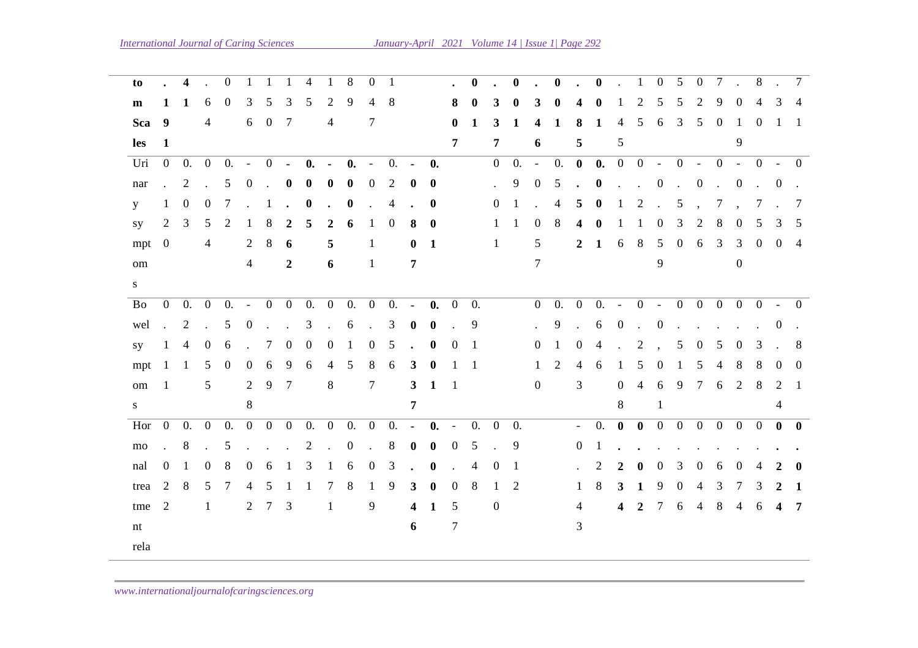| | | | | | | | | | | | | | | | | | | | | | | | | | | | | | | | | |
|---|---|---|---|---|---|---|---|---|---|---|---|---|---|---|---|---|---|---|---|---|---|---|---|---|---|---|---|---|---|---|---|---|
| tom Scales | **.191** | **41** | .64 | 00 | 136 | 150 | 137 | 45 | 124 | 89 | 047 | 18 | | | **.807** | **001** | **.337** | **001** | **.346** | **001** | **.485** | **001** | .145 | 125 | 056 | 553 | 025 | 790 | .019 | 840 | .31 | 741 |
| Urinary symptoms | 0.120 | 0.203 | 0.054 | 0.572 | -0.124 | 0.188 | **-0.262** | **0.005** | **-0.256** | **0.006** | -0.111 | 0.240 | **-0.807** | **0.0001** | | | 0.011 | 0.911 | -0.057 | 0.548 | **0.542** | **0.0001** | 0.116 | 0.218 | -0.059 | 0.530 | -0,26 | 0.783 | -0,030 | 0.750 | -0.30 | 0.754 |
| Bowel symptoms | 0.111 | 0.241 | 0.055 | 0.560 | -0.028 | 0.769 | 0.097 | 0.306 | 0.048 | 0.615 | 0.087 | 0.356 | **-0.337** | **0.0001** | 0.011 | 0.911 | | | 0.010 | 0.912 | 0.043 | 0.646 | -0.108 | 0.254 | -0,061 | 0.519 | 0.057 | 0.546 | 0.082 | 0.388 | -0.024 | 0.801 |
| Hormonal treatment rela | 0.022 | 0.818 | 0.051 | 0.587 | 0.042 | 0.657 | 0.113 | 0.231 | 0.171 | 0.068 | 0.019 | 0.839 | **-0.346** | **0.0001** | -0.057 | 0.548 | 0.010 | 0.912 | | | -0.143 | 0.128 | **0.234** | **0.012** | 0.097 | 0.306 | 0.044 | 0.638 | 0.074 | 0.436 | **0.224** | **0.017** |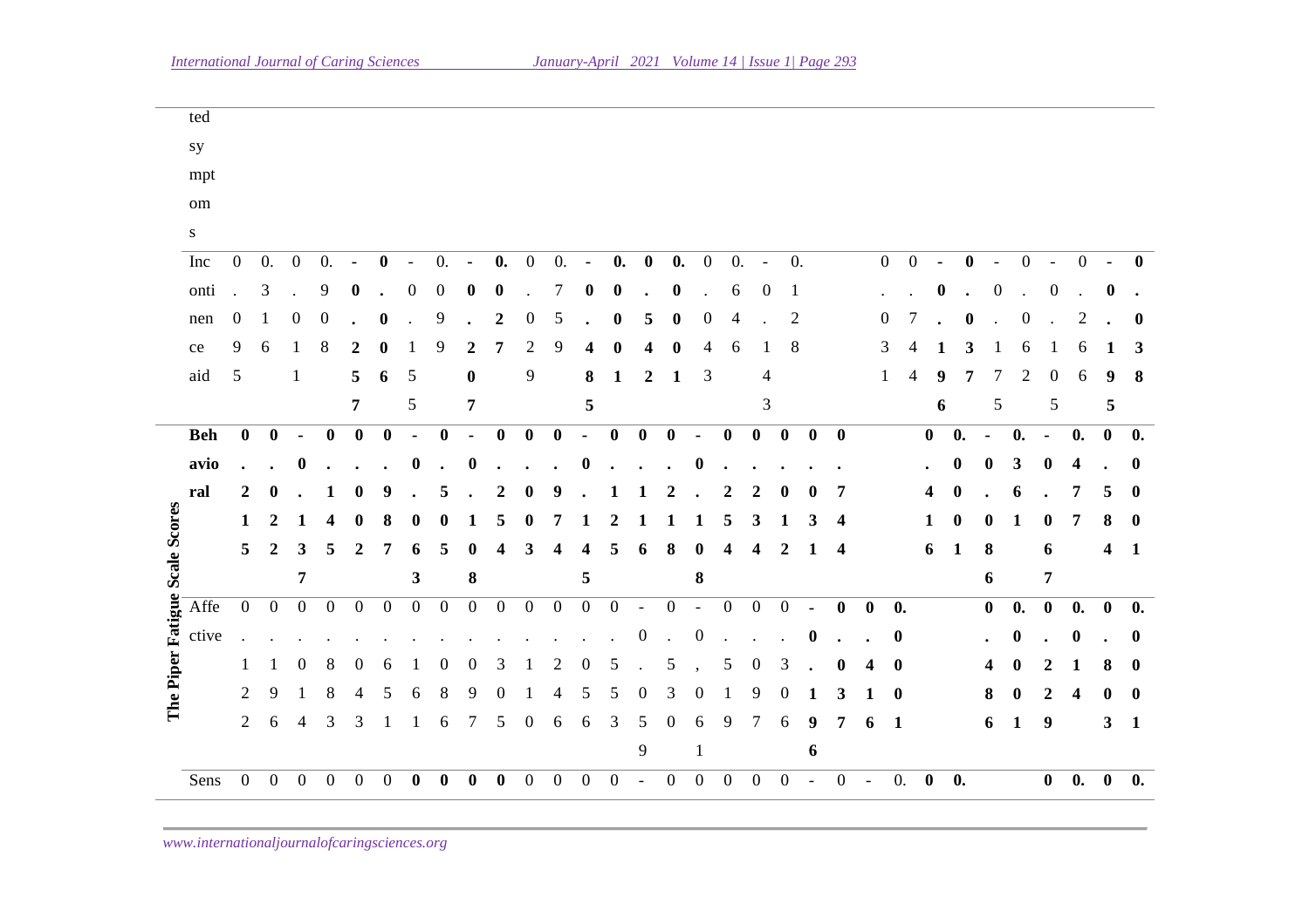| | | | | | | | | | | | | | | | | | | | | | | | | | | | | | | | |
|---|---|---|---|---|---|---|---|---|---|---|---|---|---|---|---|---|---|---|---|---|---|---|---|---|---|---|---|---|---|---|---|
| | ted symptoms | | | | | | | | | | | | | | | | | | | | | | | | | | | | | | |
| | Incontinence aid | 0.095 | 0.316 | 0.011 | 0.908 | -0.257 | 0.006 | -0.155 | 0.099 | -0.207 | 0.027 | 0.029 | 0.759 | -0.485 | 0.001 | 0.542 | 0.001 | 0.043 | 0.646 | -0.143 | 0.128 | 0.031 | 0.744 | -0.196 | 0.037 | -0.175 | 0.062 | -0.105 | 0.266 | -0.195 | 0.038 |
| The Piper Fatigue Scale Scores | **Behavioral** | **0.215** | **0.022** | **-0.137** | **0.145** | **0.002** | **0.987** | **-0.063** | **0.505** | **-0.108** | **0.254** | **0.003** | **0.974** | **-0.145** | **0.125** | **0.116** | **0.218** | **-0.108** | **0.254** | **0.234** | **0.012** | **0.031** | **0.744** | **0.416** | **0.0001** | **-0.086** | **0.361** | **-0.067** | **0.477** | **0.584** | **0.0001** |
| | Affective | 0.122 | 0.196 | 0.014 | 0.883 | 0.043 | 0.651 | 0.161 | 0.086 | 0.097 | 0.305 | 0.110 | 0.246 | 0.056 | 0.553 | -0.059 | 0.530 | -0.061 | 0.519 | 0.097 | 0.306 | **-0.196** | **0.037** | **0.416** | **0.0001** | **0.486** | **0.0001** | **0.229** | **0.014** | **0.803** | **0.0001** |
| | Sens | 0 | 0 | 0 | 0 | 0 | 0 | 0 | 0 | 0 | 0 | 0 | 0 | 0 | 0 | - | 0 | 0 | 0 | 0 | 0 | - | 0 | - | 0. | 0 | 0. | 0 | 0. | 0 | 0. |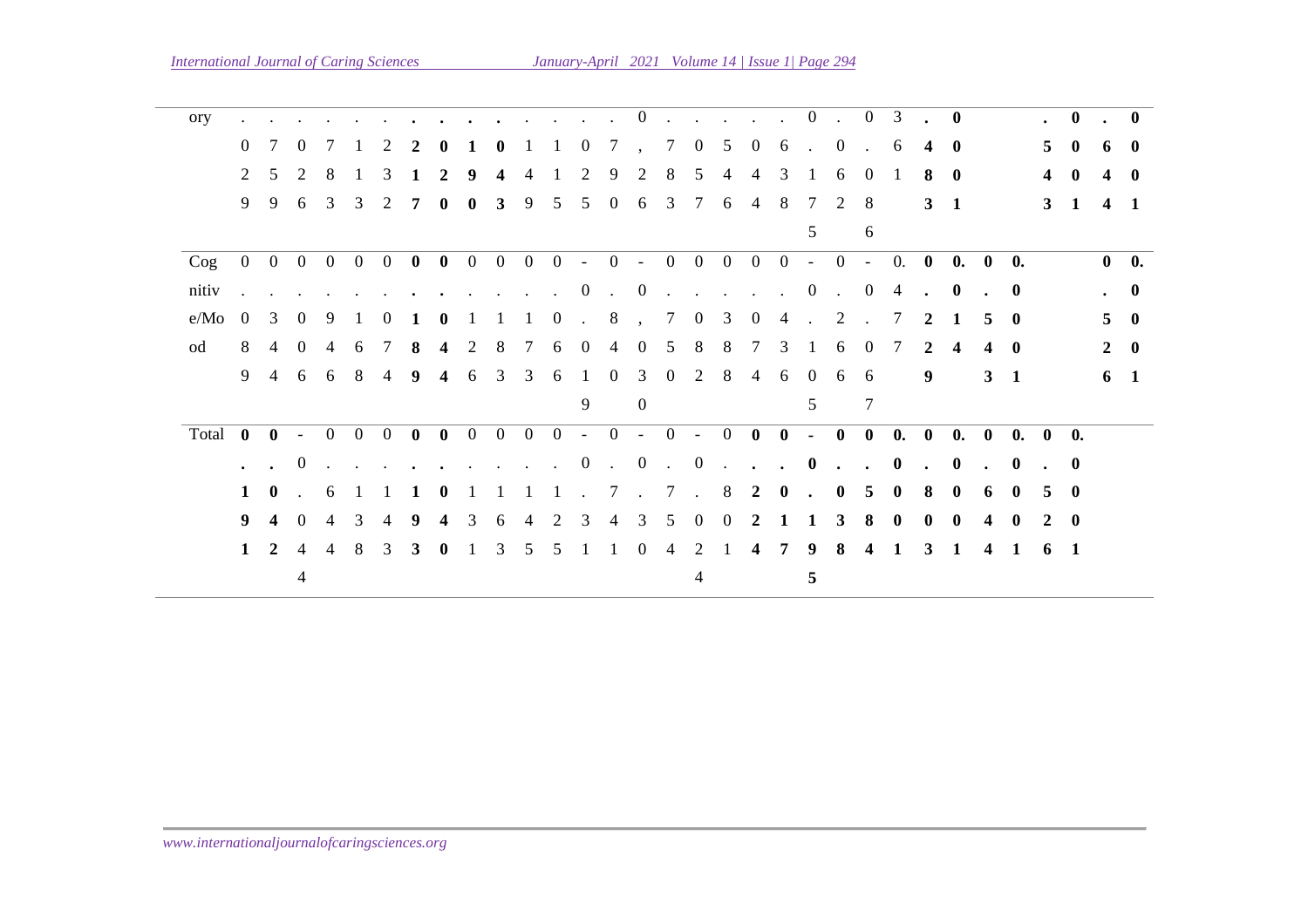| | | | | | | | | | | | | | | | | | | | | | | | | | | | | | | | |
|---|---|---|---|---|---|---|---|---|---|---|---|---|---|---|---|---|---|---|---|---|---|---|---|---|---|---|---|---|---|---|---|---|
| ory | .029 | .759 | .026 | .783 | .113 | .232 | **.217** | **.020** | .190 | **.043** | .149 | .115 | .025 | .790 | 0,26 | .783 | .057 | .546 | .044 | .638 | 0.175 | .062 | 0.086 | 361 | **.483** | **0001** | | | **.543** | **0001** | **.644** | **0001** |
| Cognitive/Mood | 0.089 | 0.344 | 0.006 | 0.946 | 0.168 | 0.074 | **0.189** | **0.044** | 0.126 | 0.183 | 0.173 | 0.066 | -0.019 | 0.840 | -0,030 | 0.750 | 0.082 | 0.388 | 0.074 | 0.436 | -0.105 | 0.266 | -0.067 | 0.477 | **0.229** | **0.014** | **0.543** | **0.001** | | | **0.526** | **0.001** |
| Total | **0.191** | **0.042** | -0.044 | 0.644 | 0.138 | 0.143 | **0.193** | **0.040** | 0.131 | 0.163 | 0.145 | 0.125 | -0.31 | 0.741 | -0.30 | 0.754 | -0.024 | 0.801 | **0.224** | **0.017** | **-0.195** | **0.038** | **0.584** | **0.001** | **0.083** | **0.001** | **0.644** | **0.001** | **0.526** | **0.001** | | |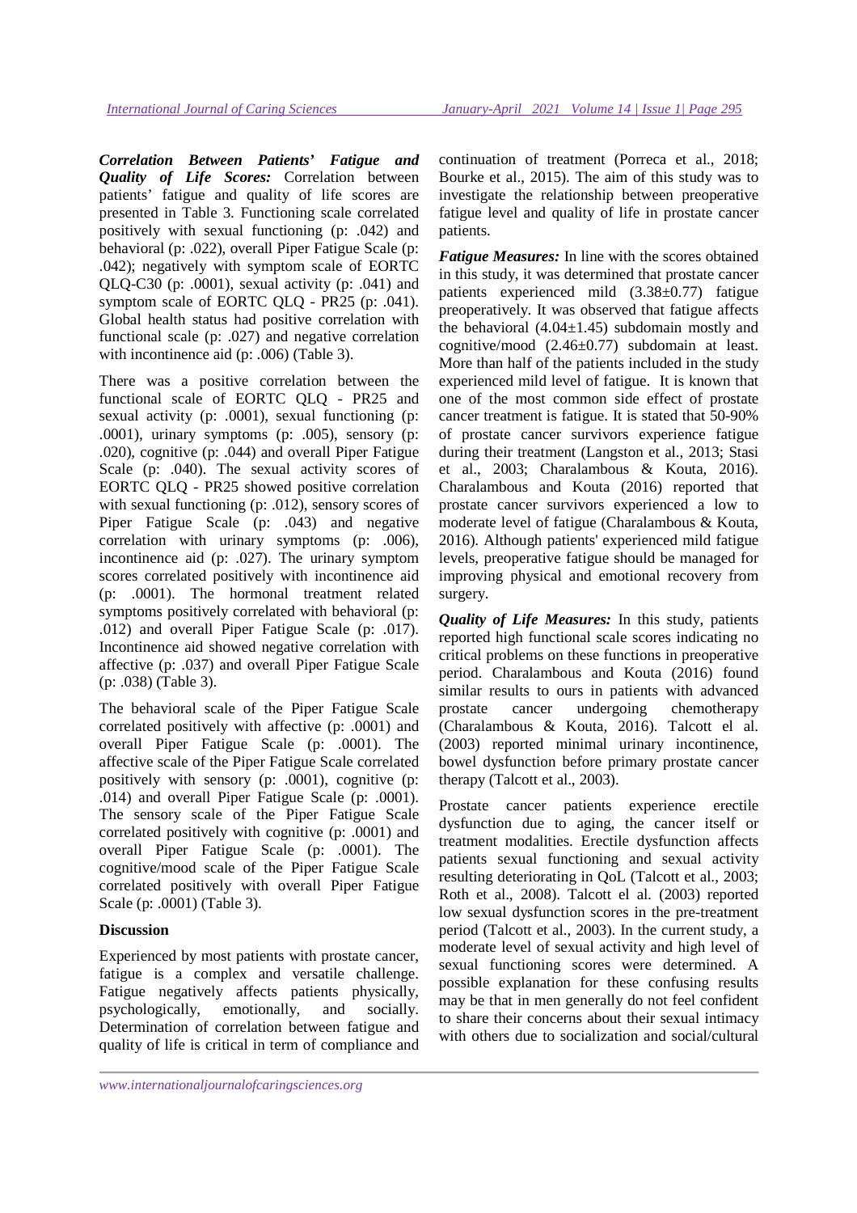***Correlation Between Patients' Fatigue and Quality of Life Scores:*** Correlation between patients' fatigue and quality of life scores are presented in Table 3. Functioning scale correlated positively with sexual functioning (p: .042) and behavioral (p: .022), overall Piper Fatigue Scale (p: .042); negatively with symptom scale of EORTC QLQ-C30 (p: .0001), sexual activity (p: .041) and symptom scale of EORTC QLQ - PR25 (p: .041). Global health status had positive correlation with functional scale (p: .027) and negative correlation with incontinence aid (p: .006) (Table 3).

There was a positive correlation between the functional scale of EORTC QLQ - PR25 and sexual activity (p: .0001), sexual functioning (p: .0001), urinary symptoms (p: .005), sensory (p: .020), cognitive (p: .044) and overall Piper Fatigue Scale (p: .040). The sexual activity scores of EORTC QLQ - PR25 showed positive correlation with sexual functioning (p: .012), sensory scores of Piper Fatigue Scale (p: .043) and negative correlation with urinary symptoms (p: .006), incontinence aid (p: .027). The urinary symptom scores correlated positively with incontinence aid (p: .0001). The hormonal treatment related symptoms positively correlated with behavioral (p: .012) and overall Piper Fatigue Scale (p: .017). Incontinence aid showed negative correlation with affective (p: .037) and overall Piper Fatigue Scale (p: .038) (Table 3).

The behavioral scale of the Piper Fatigue Scale correlated positively with affective (p: .0001) and overall Piper Fatigue Scale (p: .0001). The affective scale of the Piper Fatigue Scale correlated positively with sensory (p: .0001), cognitive (p: .014) and overall Piper Fatigue Scale (p: .0001). The sensory scale of the Piper Fatigue Scale correlated positively with cognitive (p: .0001) and overall Piper Fatigue Scale (p: .0001). The cognitive/mood scale of the Piper Fatigue Scale correlated positively with overall Piper Fatigue Scale (p: .0001) (Table 3).

**Discussion**

Experienced by most patients with prostate cancer, fatigue is a complex and versatile challenge. Fatigue negatively affects patients physically, psychologically, emotionally, and socially. Determination of correlation between fatigue and quality of life is critical in term of compliance and continuation of treatment (Porreca et al., 2018; Bourke et al., 2015). The aim of this study was to investigate the relationship between preoperative fatigue level and quality of life in prostate cancer patients.

***Fatigue Measures:*** In line with the scores obtained in this study, it was determined that prostate cancer patients experienced mild ($3.38 \pm 0.77$) fatigue preoperatively. It was observed that fatigue affects the behavioral ($4.04 \pm 1.45$) subdomain mostly and cognitive/mood ($2.46 \pm 0.77$) subdomain at least. More than half of the patients included in the study experienced mild level of fatigue. It is known that one of the most common side effect of prostate cancer treatment is fatigue. It is stated that 50-90% of prostate cancer survivors experience fatigue during their treatment (Langston et al., 2013; Stasi et al., 2003; Charalambous & Kouta, 2016). Charalambous and Kouta (2016) reported that prostate cancer survivors experienced a low to moderate level of fatigue (Charalambous & Kouta, 2016). Although patients' experienced mild fatigue levels, preoperative fatigue should be managed for improving physical and emotional recovery from surgery.

***Quality of Life Measures:*** In this study, patients reported high functional scale scores indicating no critical problems on these functions in preoperative period. Charalambous and Kouta (2016) found similar results to ours in patients with advanced prostate cancer undergoing chemotherapy (Charalambous & Kouta, 2016). Talcott el al. (2003) reported minimal urinary incontinence, bowel dysfunction before primary prostate cancer therapy (Talcott et al., 2003).

Prostate cancer patients experience erectile dysfunction due to aging, the cancer itself or treatment modalities. Erectile dysfunction affects patients sexual functioning and sexual activity resulting deteriorating in QoL (Talcott et al., 2003; Roth et al., 2008). Talcott el al. (2003) reported low sexual dysfunction scores in the pre-treatment period (Talcott et al., 2003). In the current study, a moderate level of sexual activity and high level of sexual functioning scores were determined. A possible explanation for these confusing results may be that in men generally do not feel confident to share their concerns about their sexual intimacy with others due to socialization and social/cultural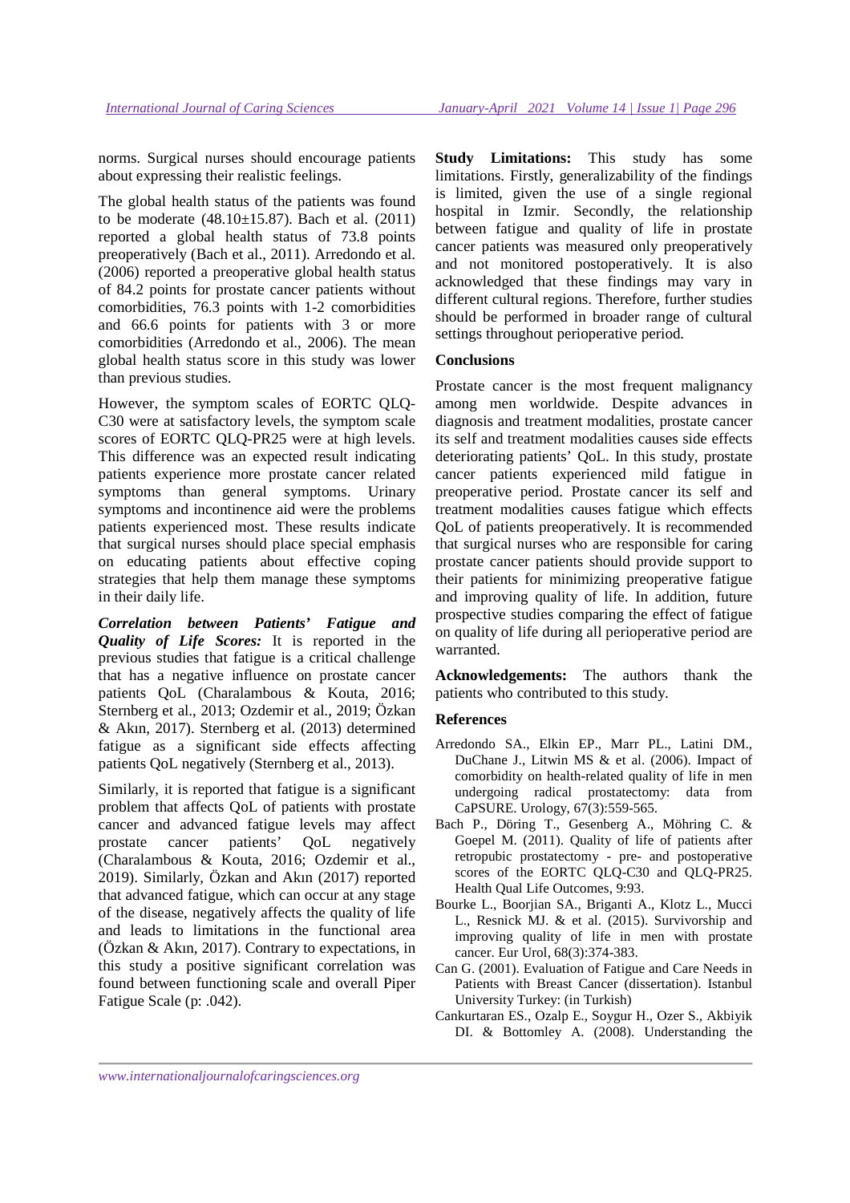norms. Surgical nurses should encourage patients about expressing their realistic feelings.

The global health status of the patients was found to be moderate (48.10±15.87). Bach et al. (2011) reported a global health status of 73.8 points preoperatively (Bach et al., 2011). Arredondo et al. (2006) reported a preoperative global health status of 84.2 points for prostate cancer patients without comorbidities, 76.3 points with 1-2 comorbidities and 66.6 points for patients with 3 or more comorbidities (Arredondo et al., 2006). The mean global health status score in this study was lower than previous studies.

However, the symptom scales of EORTC QLQ-C30 were at satisfactory levels, the symptom scale scores of EORTC QLQ-PR25 were at high levels. This difference was an expected result indicating patients experience more prostate cancer related symptoms than general symptoms. Urinary symptoms and incontinence aid were the problems patients experienced most. These results indicate that surgical nurses should place special emphasis on educating patients about effective coping strategies that help them manage these symptoms in their daily life.

***Correlation between Patients' Fatigue and Quality of Life Scores:*** It is reported in the previous studies that fatigue is a critical challenge that has a negative influence on prostate cancer patients QoL (Charalambous & Kouta, 2016; Sternberg et al., 2013; Ozdemir et al., 2019; Özkan & Akın, 2017). Sternberg et al. (2013) determined fatigue as a significant side effects affecting patients QoL negatively (Sternberg et al., 2013).

Similarly, it is reported that fatigue is a significant problem that affects QoL of patients with prostate cancer and advanced fatigue levels may affect prostate cancer patients' QoL negatively (Charalambous & Kouta, 2016; Ozdemir et al., 2019). Similarly, Özkan and Akın (2017) reported that advanced fatigue, which can occur at any stage of the disease, negatively affects the quality of life and leads to limitations in the functional area (Özkan & Akın, 2017). Contrary to expectations, in this study a positive significant correlation was found between functioning scale and overall Piper Fatigue Scale (p: .042).

**Study Limitations:** This study has some limitations. Firstly, generalizability of the findings is limited, given the use of a single regional hospital in Izmir. Secondly, the relationship between fatigue and quality of life in prostate cancer patients was measured only preoperatively and not monitored postoperatively. It is also acknowledged that these findings may vary in different cultural regions. Therefore, further studies should be performed in broader range of cultural settings throughout perioperative period.

## Conclusions

Prostate cancer is the most frequent malignancy among men worldwide. Despite advances in diagnosis and treatment modalities, prostate cancer its self and treatment modalities causes side effects deteriorating patients' QoL. In this study, prostate cancer patients experienced mild fatigue in preoperative period. Prostate cancer its self and treatment modalities causes fatigue which effects QoL of patients preoperatively. It is recommended that surgical nurses who are responsible for caring prostate cancer patients should provide support to their patients for minimizing preoperative fatigue and improving quality of life. In addition, future prospective studies comparing the effect of fatigue on quality of life during all perioperative period are warranted.

**Acknowledgements:** The authors thank the patients who contributed to this study.

## References

Arredondo SA., Elkin EP., Marr PL., Latini DM., DuChane J., Litwin MS & et al. (2006). Impact of comorbidity on health-related quality of life in men undergoing radical prostatectomy: data from CaPSURE. Urology, 67(3):559-565.

Bach P., Döring T., Gesenberg A., Möhring C. & Goepel M. (2011). Quality of life of patients after retropubic prostatectomy - pre- and postoperative scores of the EORTC QLQ-C30 and QLQ-PR25. Health Qual Life Outcomes, 9:93.

Bourke L., Boorjian SA., Briganti A., Klotz L., Mucci L., Resnick MJ. & et al. (2015). Survivorship and improving quality of life in men with prostate cancer. Eur Urol, 68(3):374-383.

Can G. (2001). Evaluation of Fatigue and Care Needs in Patients with Breast Cancer (dissertation). Istanbul University Turkey: (in Turkish)

Cankurtaran ES., Ozalp E., Soygur H., Ozer S., Akbiyik DI. & Bottomley A. (2008). Understanding the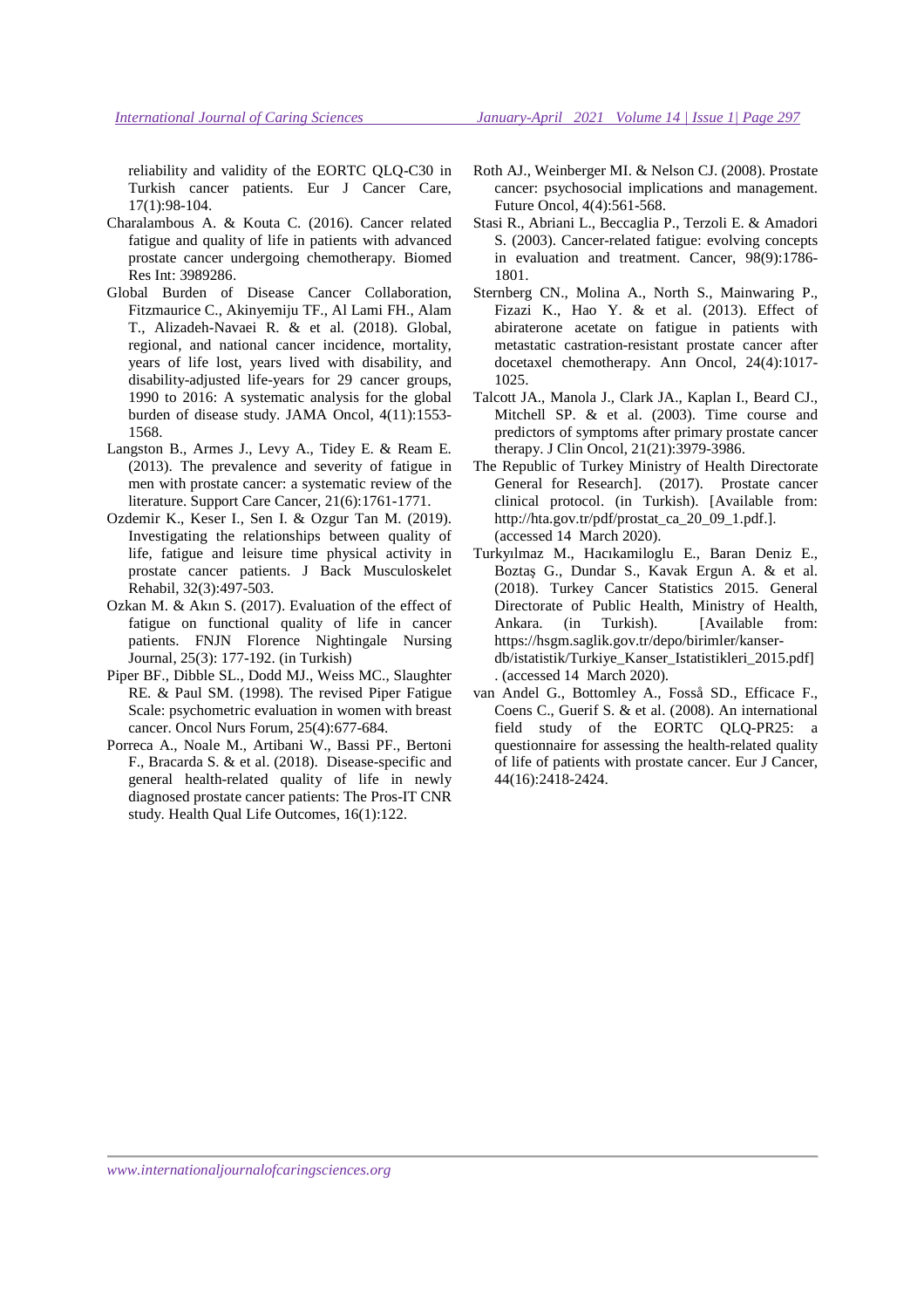reliability and validity of the EORTC QLQ-C30 in Turkish cancer patients. Eur J Cancer Care, 17(1):98-104.

Charalambous A. & Kouta C. (2016). Cancer related fatigue and quality of life in patients with advanced prostate cancer undergoing chemotherapy. Biomed Res Int: 3989286.

Global Burden of Disease Cancer Collaboration, Fitzmaurice C., Akinyemiju TF., Al Lami FH., Alam T., Alizadeh-Navaei R. & et al. (2018). Global, regional, and national cancer incidence, mortality, years of life lost, years lived with disability, and disability-adjusted life-years for 29 cancer groups, 1990 to 2016: A systematic analysis for the global burden of disease study. JAMA Oncol, 4(11):1553-1568.

Langston B., Armes J., Levy A., Tidey E. & Ream E. (2013). The prevalence and severity of fatigue in men with prostate cancer: a systematic review of the literature. Support Care Cancer, 21(6):1761-1771.

Ozdemir K., Keser I., Sen I. & Ozgur Tan M. (2019). Investigating the relationships between quality of life, fatigue and leisure time physical activity in prostate cancer patients. J Back Musculoskelet Rehabil, 32(3):497-503.

Ozkan M. & Akın S. (2017). Evaluation of the effect of fatigue on functional quality of life in cancer patients. FNJN Florence Nightingale Nursing Journal, 25(3): 177-192. (in Turkish)

Piper BF., Dibble SL., Dodd MJ., Weiss MC., Slaughter RE. & Paul SM. (1998). The revised Piper Fatigue Scale: psychometric evaluation in women with breast cancer. Oncol Nurs Forum, 25(4):677-684.

Porreca A., Noale M., Artibani W., Bassi PF., Bertoni F., Bracarda S. & et al. (2018). Disease-specific and general health-related quality of life in newly diagnosed prostate cancer patients: The Pros-IT CNR study. Health Qual Life Outcomes, 16(1):122.

Roth AJ., Weinberger MI. & Nelson CJ. (2008). Prostate cancer: psychosocial implications and management. Future Oncol, 4(4):561-568.

Stasi R., Abriani L., Beccaglia P., Terzoli E. & Amadori S. (2003). Cancer-related fatigue: evolving concepts in evaluation and treatment. Cancer, 98(9):1786-1801.

Sternberg CN., Molina A., North S., Mainwaring P., Fizazi K., Hao Y. & et al. (2013). Effect of abiraterone acetate on fatigue in patients with metastatic castration-resistant prostate cancer after docetaxel chemotherapy. Ann Oncol, 24(4):1017-1025.

Talcott JA., Manola J., Clark JA., Kaplan I., Beard CJ., Mitchell SP. & et al. (2003). Time course and predictors of symptoms after primary prostate cancer therapy. J Clin Oncol, 21(21):3979-3986.

The Republic of Turkey Ministry of Health Directorate General for Research]. (2017). Prostate cancer clinical protocol. (in Turkish). [Available from: http://hta.gov.tr/pdf/prostat_ca_20_09_1.pdf.]. (accessed 14 March 2020).

Turkyılmaz M., Hacıkamiloglu E., Baran Deniz E., Boztaş G., Dundar S., Kavak Ergun A. & et al. (2018). Turkey Cancer Statistics 2015. General Directorate of Public Health, Ministry of Health, Ankara. (in Turkish). [Available from: https://hsgm.saglik.gov.tr/depo/birimler/kanser-db/istatistik/Turkiye_Kanser_Istatistikleri_2015.pdf]. (accessed 14 March 2020).

van Andel G., Bottomley A., Fosså SD., Efficace F., Coens C., Guerif S. & et al. (2008). An international field study of the EORTC QLQ-PR25: a questionnaire for assessing the health-related quality of life of patients with prostate cancer. Eur J Cancer, 44(16):2418-2424.